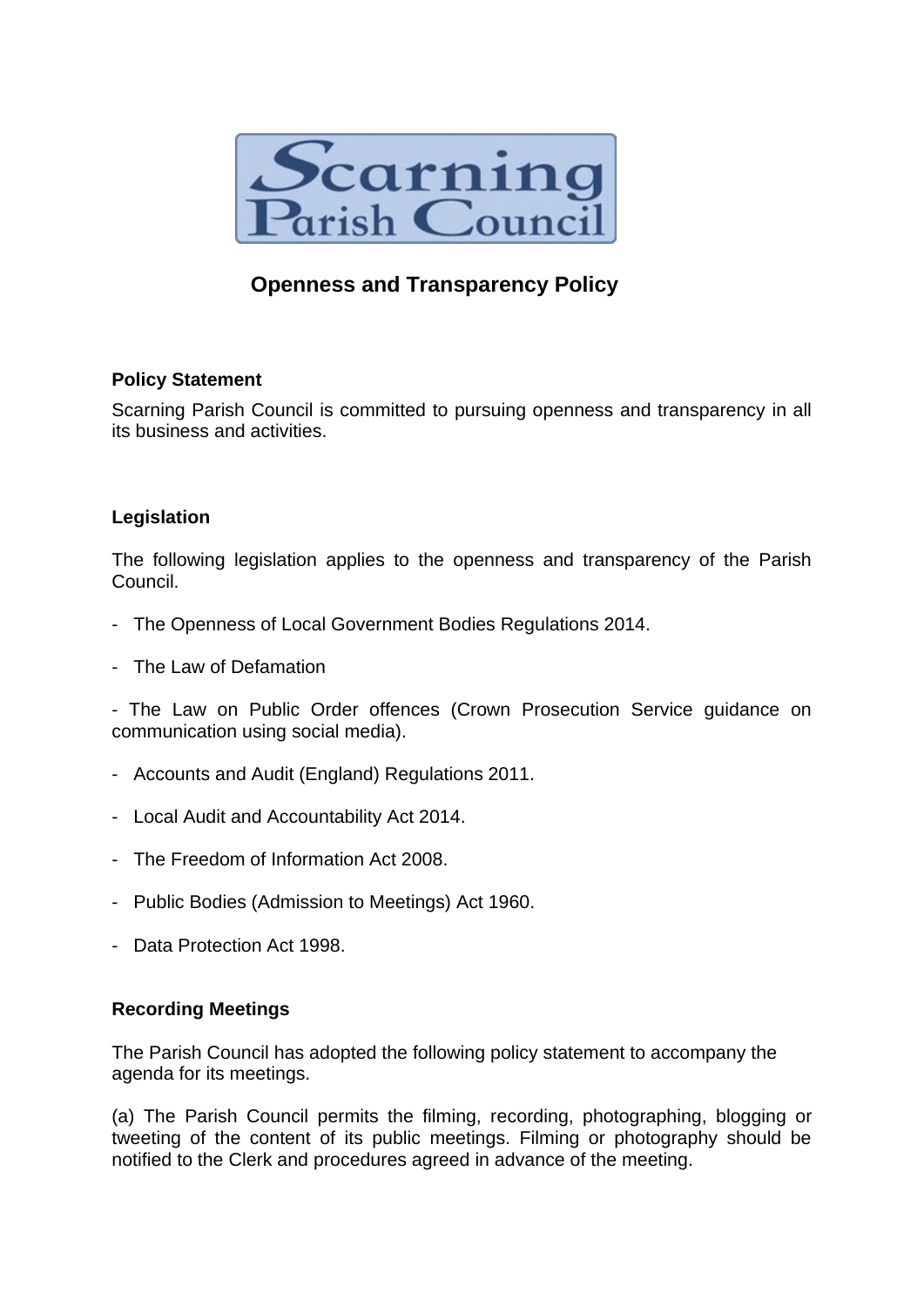Scarning Parish Council

# Openness and Transparency Policy

**Policy Statement**

Scarning Parish Council is committed to pursuing openness and transparency in all its business and activities.

**Legislation**

The following legislation applies to the openness and transparency of the Parish Council.

- The Openness of Local Government Bodies Regulations 2014.

- The Law of Defamation

- The Law on Public Order offences (Crown Prosecution Service guidance on communication using social media).

- Accounts and Audit (England) Regulations 2011.

- Local Audit and Accountability Act 2014.

- The Freedom of Information Act 2008.

- Public Bodies (Admission to Meetings) Act 1960.

- Data Protection Act 1998.

**Recording Meetings**

The Parish Council has adopted the following policy statement to accompany the agenda for its meetings.

(a) The Parish Council permits the filming, recording, photographing, blogging or tweeting of the content of its public meetings. Filming or photography should be notified to the Clerk and procedures agreed in advance of the meeting.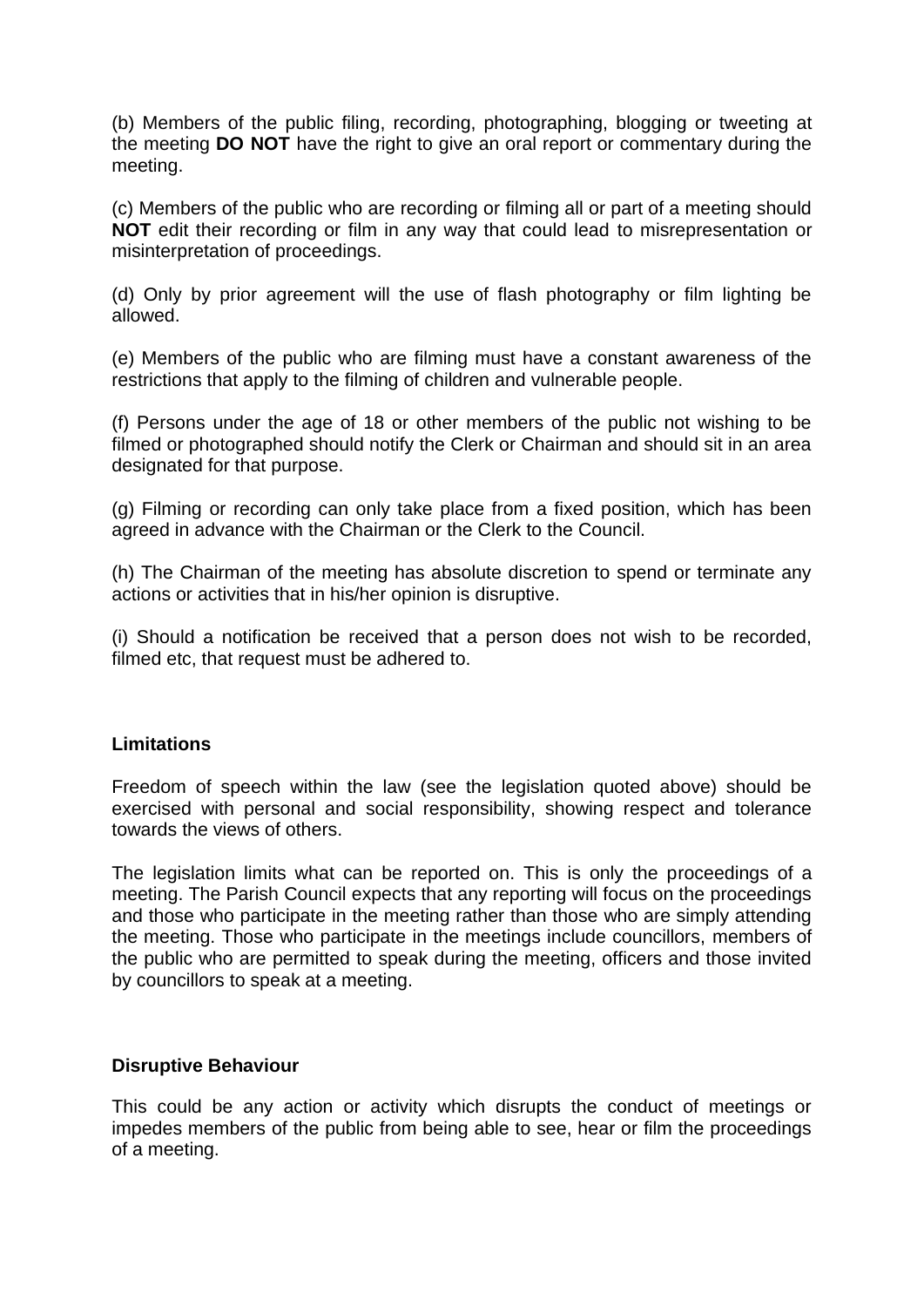(b) Members of the public filing, recording, photographing, blogging or tweeting at the meeting **DO NOT** have the right to give an oral report or commentary during the meeting.

(c) Members of the public who are recording or filming all or part of a meeting should **NOT** edit their recording or film in any way that could lead to misrepresentation or misinterpretation of proceedings.

(d) Only by prior agreement will the use of flash photography or film lighting be allowed.

(e) Members of the public who are filming must have a constant awareness of the restrictions that apply to the filming of children and vulnerable people.

(f) Persons under the age of 18 or other members of the public not wishing to be filmed or photographed should notify the Clerk or Chairman and should sit in an area designated for that purpose.

(g) Filming or recording can only take place from a fixed position, which has been agreed in advance with the Chairman or the Clerk to the Council.

(h) The Chairman of the meeting has absolute discretion to spend or terminate any actions or activities that in his/her opinion is disruptive.

(i) Should a notification be received that a person does not wish to be recorded, filmed etc, that request must be adhered to.

**Limitations**

Freedom of speech within the law (see the legislation quoted above) should be exercised with personal and social responsibility, showing respect and tolerance towards the views of others.

The legislation limits what can be reported on. This is only the proceedings of a meeting. The Parish Council expects that any reporting will focus on the proceedings and those who participate in the meeting rather than those who are simply attending the meeting. Those who participate in the meetings include councillors, members of the public who are permitted to speak during the meeting, officers and those invited by councillors to speak at a meeting.

**Disruptive Behaviour**

This could be any action or activity which disrupts the conduct of meetings or impedes members of the public from being able to see, hear or film the proceedings of a meeting.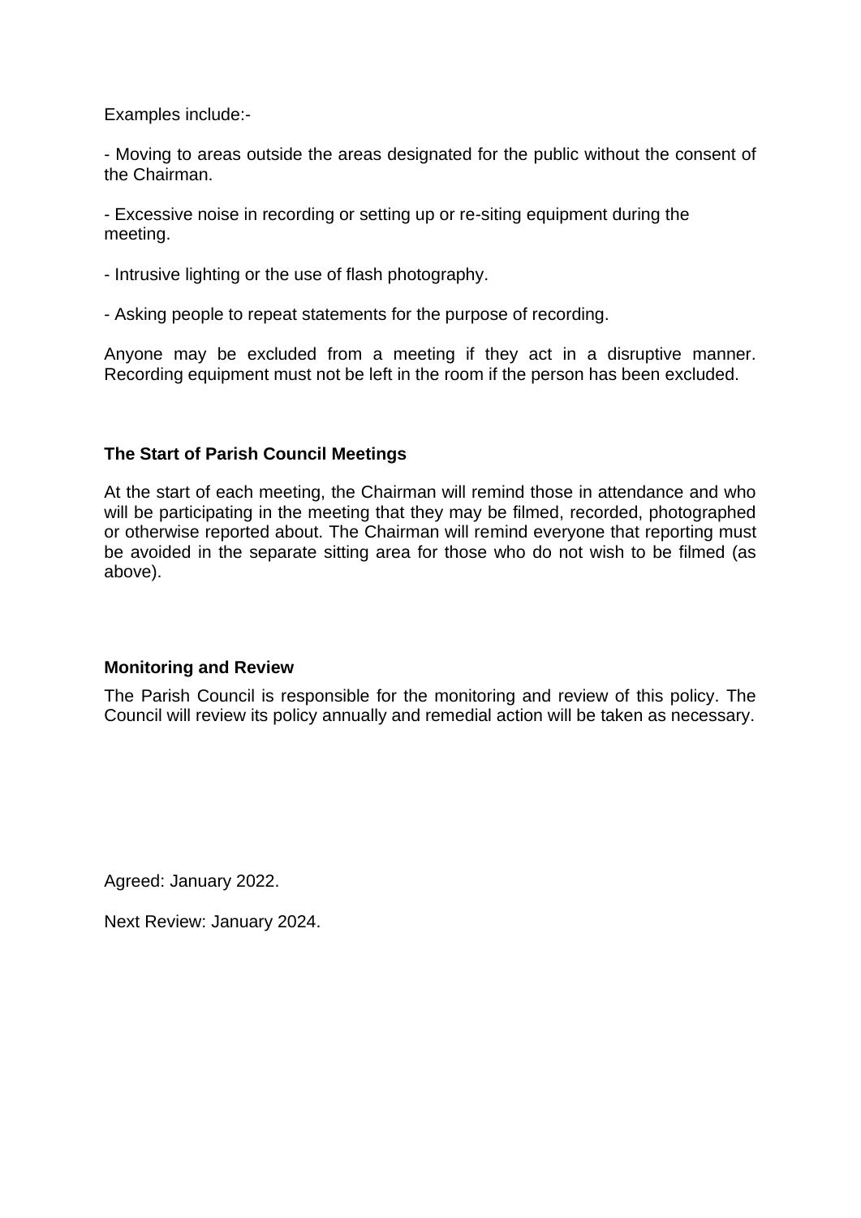Examples include:-

- Moving to areas outside the areas designated for the public without the consent of the Chairman.

- Excessive noise in recording or setting up or re-siting equipment during the meeting.

- Intrusive lighting or the use of flash photography.

- Asking people to repeat statements for the purpose of recording.

Anyone may be excluded from a meeting if they act in a disruptive manner. Recording equipment must not be left in the room if the person has been excluded.

**The Start of Parish Council Meetings**

At the start of each meeting, the Chairman will remind those in attendance and who will be participating in the meeting that they may be filmed, recorded, photographed or otherwise reported about. The Chairman will remind everyone that reporting must be avoided in the separate sitting area for those who do not wish to be filmed (as above).

**Monitoring and Review**

The Parish Council is responsible for the monitoring and review of this policy. The Council will review its policy annually and remedial action will be taken as necessary.

Agreed: January 2022.

Next Review: January 2024.